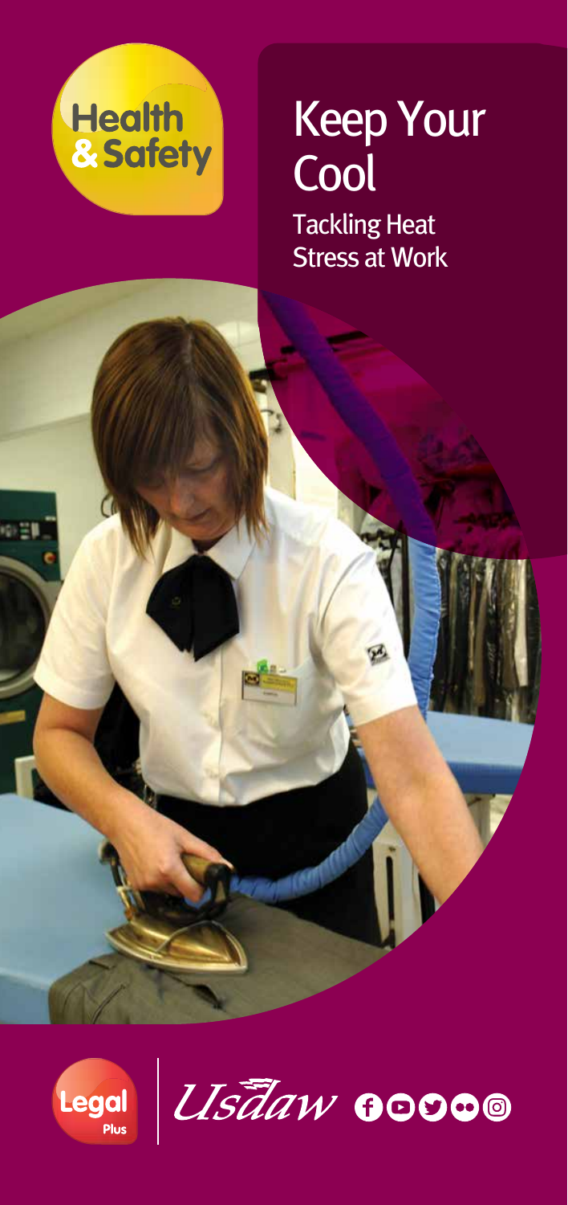Health & Safety

# Keep Your Cool

## Tackling Heat Stress at Work

Legal Plus

Usdaw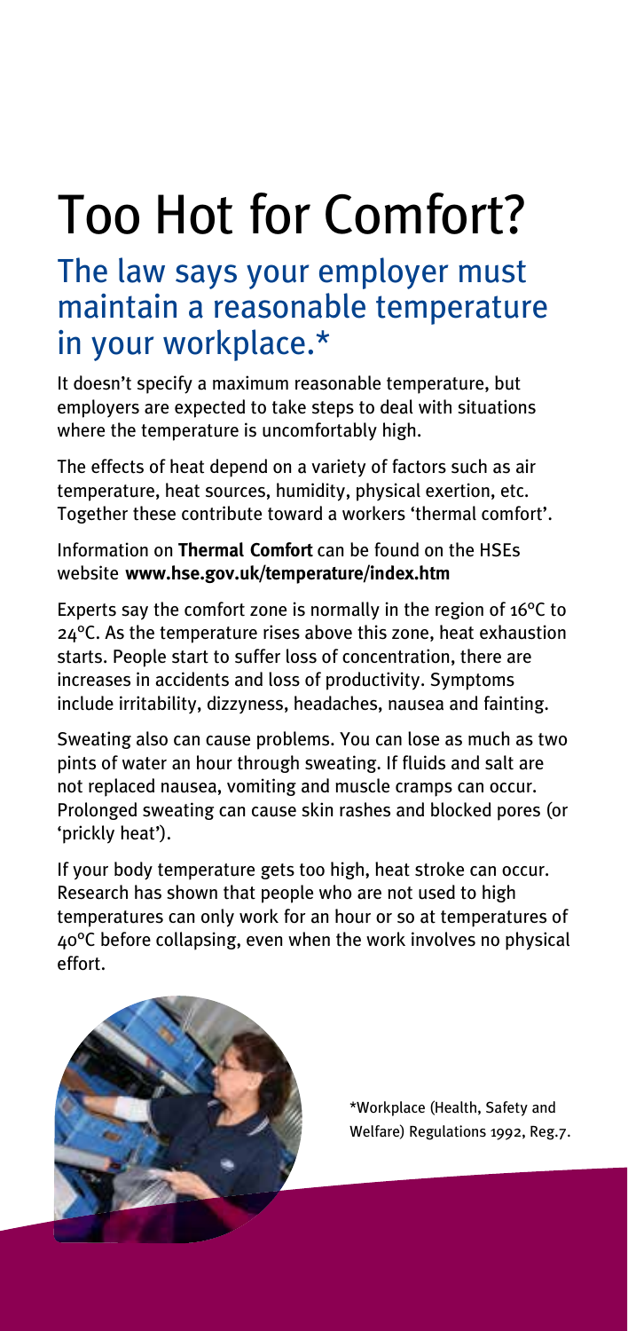# Too Hot for Comfort?

## The law says your employer must maintain a reasonable temperature in your workplace.*

It doesn't specify a maximum reasonable temperature, but employers are expected to take steps to deal with situations where the temperature is uncomfortably high.

The effects of heat depend on a variety of factors such as air temperature, heat sources, humidity, physical exertion, etc. Together these contribute toward a workers 'thermal comfort'.

Information on **Thermal Comfort** can be found on the HSEs website **www.hse.gov.uk/temperature/index.htm**

Experts say the comfort zone is normally in the region of 16°C to 24°C. As the temperature rises above this zone, heat exhaustion starts. People start to suffer loss of concentration, there are increases in accidents and loss of productivity. Symptoms include irritability, dizzyness, headaches, nausea and fainting.

Sweating also can cause problems. You can lose as much as two pints of water an hour through sweating. If fluids and salt are not replaced nausea, vomiting and muscle cramps can occur. Prolonged sweating can cause skin rashes and blocked pores (or 'prickly heat').

If your body temperature gets too high, heat stroke can occur. Research has shown that people who are not used to high temperatures can only work for an hour or so at temperatures of 40°C before collapsing, even when the work involves no physical effort.

*Workplace (Health, Safety and Welfare) Regulations 1992, Reg.7.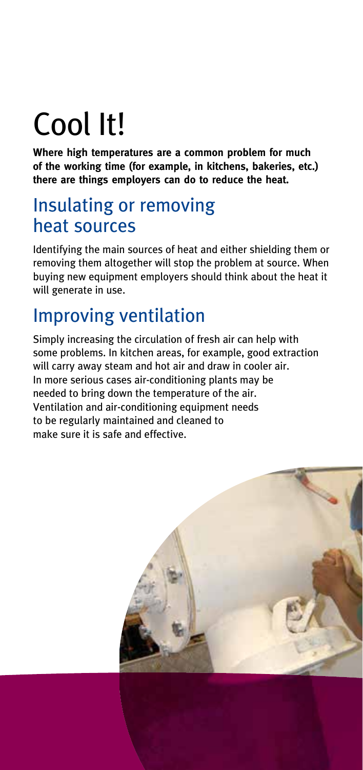# Cool It!

**Where high temperatures are a common problem for much of the working time (for example, in kitchens, bakeries, etc.) there are things employers can do to reduce the heat.**

## Insulating or removing heat sources

Identifying the main sources of heat and either shielding them or removing them altogether will stop the problem at source. When buying new equipment employers should think about the heat it will generate in use.

## Improving ventilation

Simply increasing the circulation of fresh air can help with some problems. In kitchen areas, for example, good extraction will carry away steam and hot air and draw in cooler air. In more serious cases air-conditioning plants may be needed to bring down the temperature of the air. Ventilation and air-conditioning equipment needs to be regularly maintained and cleaned to make sure it is safe and effective.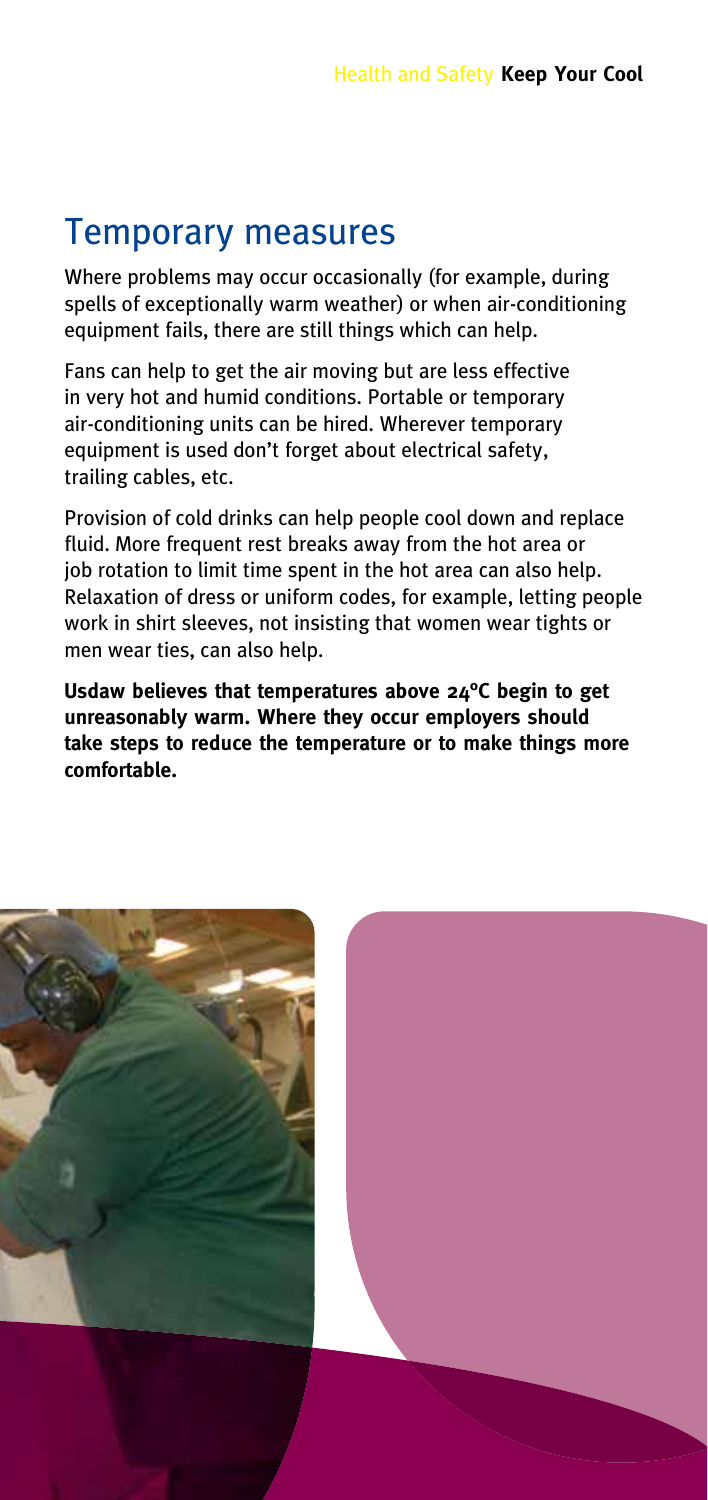## Temporary measures

Where problems may occur occasionally (for example, during spells of exceptionally warm weather) or when air-conditioning equipment fails, there are still things which can help.

Fans can help to get the air moving but are less effective in very hot and humid conditions. Portable or temporary air-conditioning units can be hired. Wherever temporary equipment is used don't forget about electrical safety, trailing cables, etc.

Provision of cold drinks can help people cool down and replace fluid. More frequent rest breaks away from the hot area or job rotation to limit time spent in the hot area can also help. Relaxation of dress or uniform codes, for example, letting people work in shirt sleeves, not insisting that women wear tights or men wear ties, can also help.

**Usdaw believes that temperatures above 24°C begin to get unreasonably warm. Where they occur employers should take steps to reduce the temperature or to make things more comfortable.**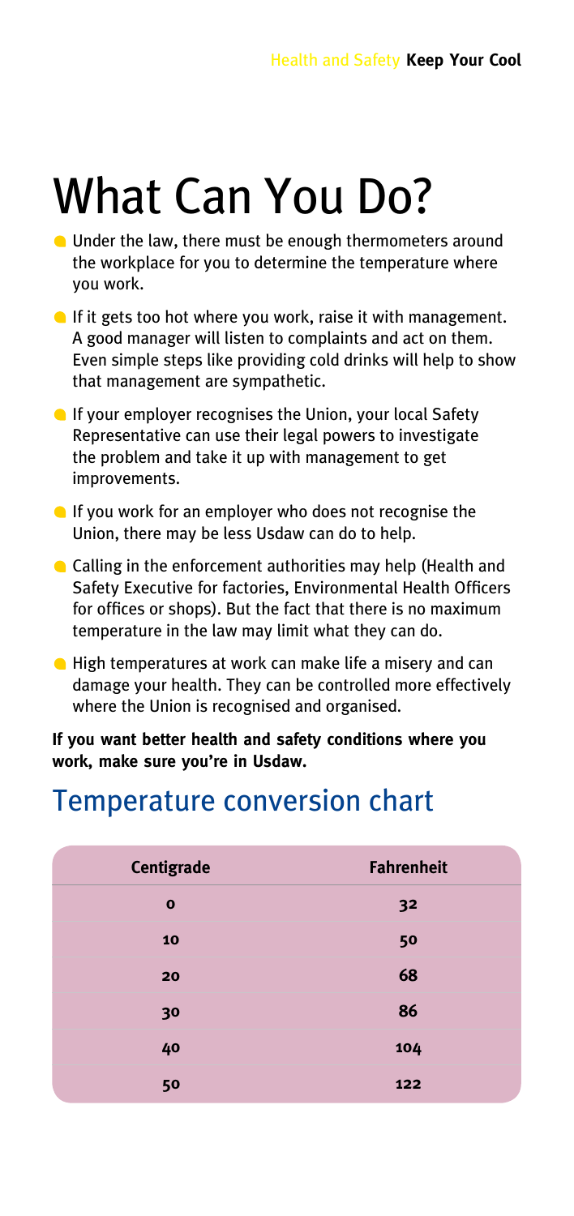# What Can You Do?

- Under the law, there must be enough thermometers around the workplace for you to determine the temperature where you work.
- If it gets too hot where you work, raise it with management. A good manager will listen to complaints and act on them. Even simple steps like providing cold drinks will help to show that management are sympathetic.
- If your employer recognises the Union, your local Safety Representative can use their legal powers to investigate the problem and take it up with management to get improvements.
- If you work for an employer who does not recognise the Union, there may be less Usdaw can do to help.
- Calling in the enforcement authorities may help (Health and Safety Executive for factories, Environmental Health Officers for offices or shops). But the fact that there is no maximum temperature in the law may limit what they can do.
- High temperatures at work can make life a misery and can damage your health. They can be controlled more effectively where the Union is recognised and organised.

**If you want better health and safety conditions where you work, make sure you're in Usdaw.**

## Temperature conversion chart

| Centigrade | Fahrenheit |
|---|---|
| 0 | 32 |
| 10 | 50 |
| 20 | 68 |
| 30 | 86 |
| 40 | 104 |
| 50 | 122 |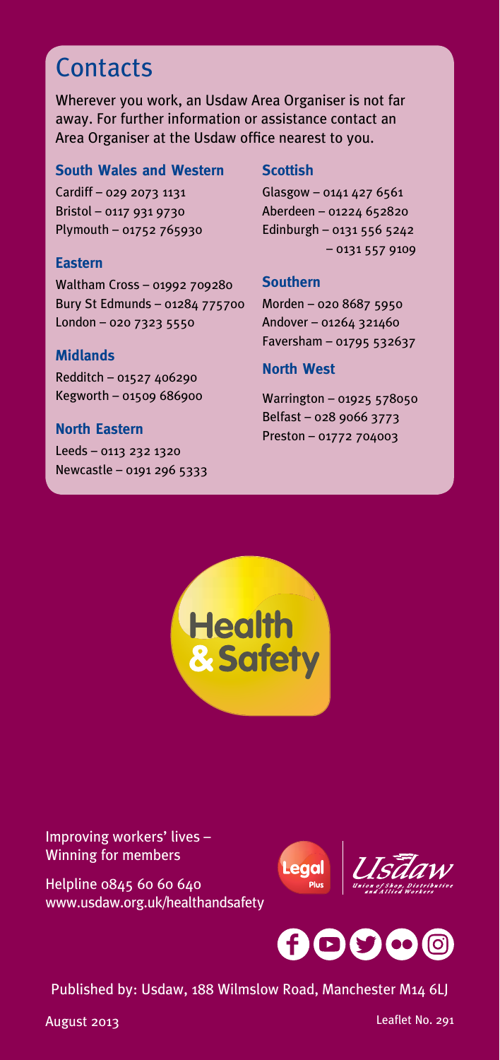# Contacts

Wherever you work, an Usdaw Area Organiser is not far away. For further information or assistance contact an Area Organiser at the Usdaw office nearest to you.

**South Wales and Western**

Cardiff – 029 2073 1131
Bristol – 0117 931 9730
Plymouth – 01752 765930

**Eastern**

Waltham Cross – 01992 709280
Bury St Edmunds – 01284 775700
London – 020 7323 5550

**Midlands**

Redditch – 01527 406290
Kegworth – 01509 686900

**North Eastern**

Leeds – 0113 232 1320
Newcastle – 0191 296 5333

**Scottish**

Glasgow – 0141 427 6561
Aberdeen – 01224 652820
Edinburgh – 0131 556 5242
– 0131 557 9109

**Southern**

Morden – 020 8687 5950
Andover – 01264 321460
Faversham – 01795 532637

**North West**

Warrington – 01925 578050
Belfast – 028 9066 3773
Preston – 01772 704003

Health & Safety

Improving workers' lives – Winning for members

Helpline 0845 60 60 640
www.usdaw.org.uk/healthandsafety

Legal Plus

Usdaw
Union of Shop, Distributive and Allied Workers

Published by: Usdaw, 188 Wilmslow Road, Manchester M14 6LJ

August 2013

Leaflet No. 291